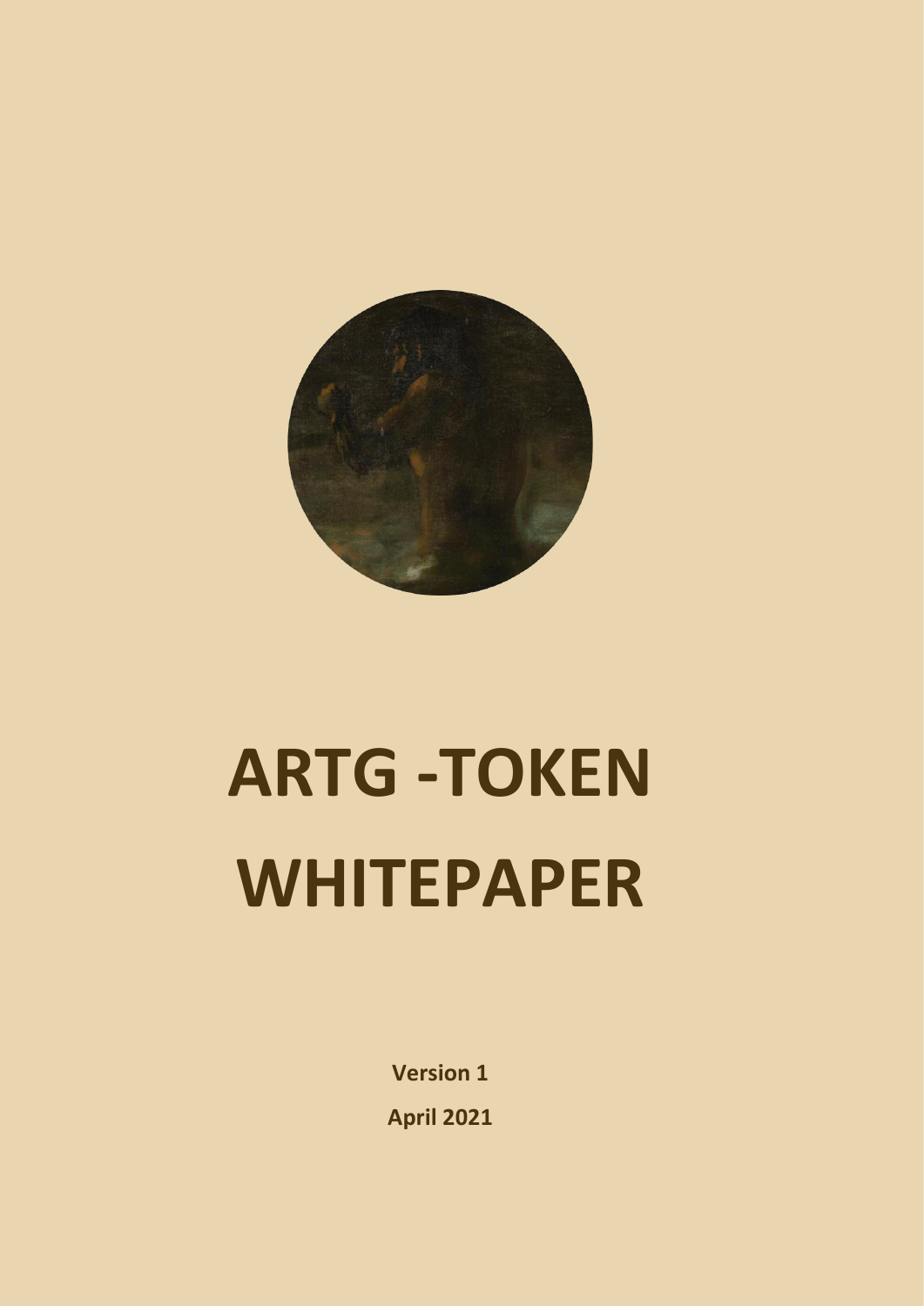# ARTG -TOKEN WHITEPAPER

**Version 1**

**April 2021**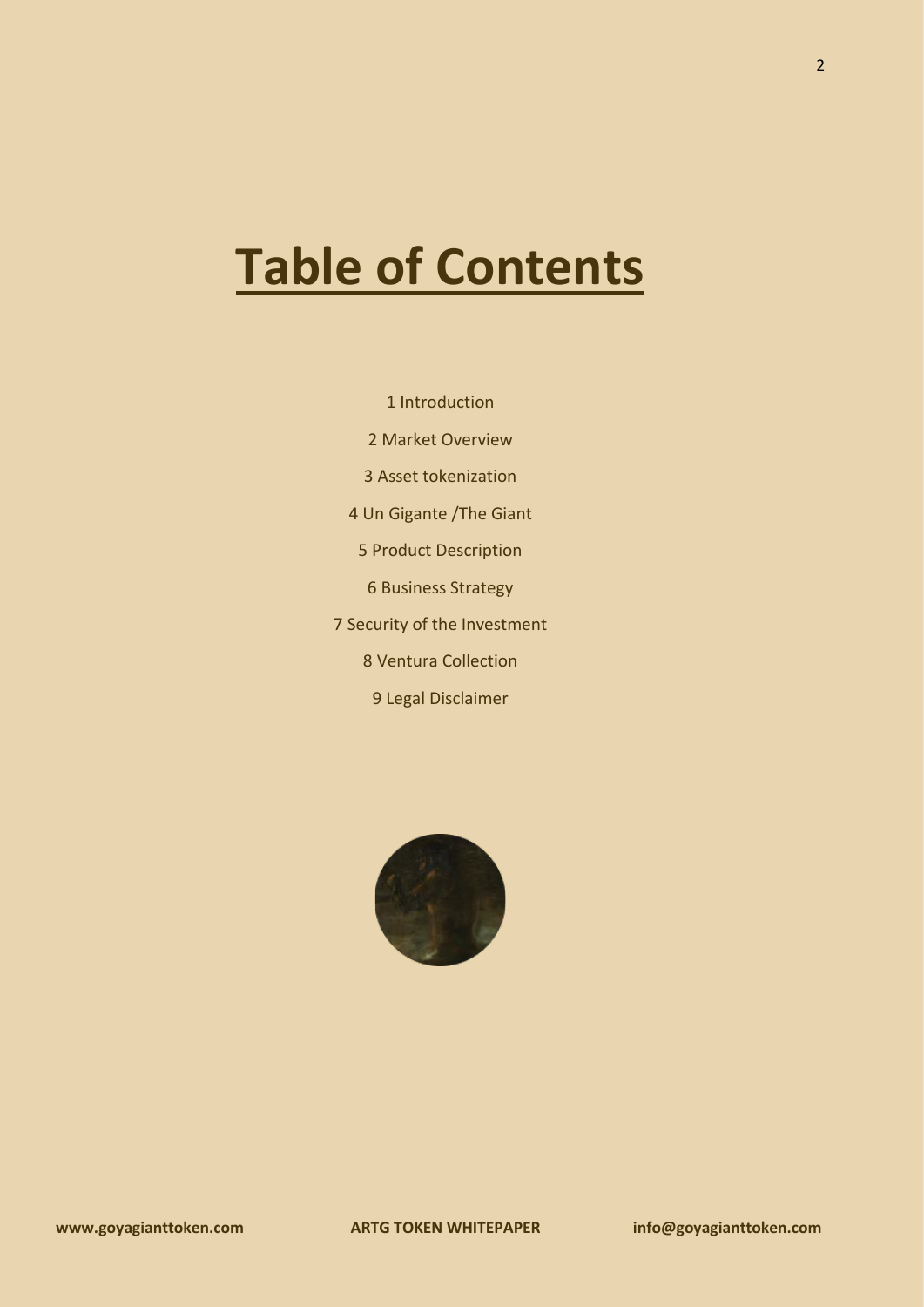# Table of Contents

1 Introduction

2 Market Overview

3 Asset tokenization

4 Un Gigante /The Giant

5 Product Description

6 Business Strategy

7 Security of the Investment

8 Ventura Collection

9 Legal Disclaimer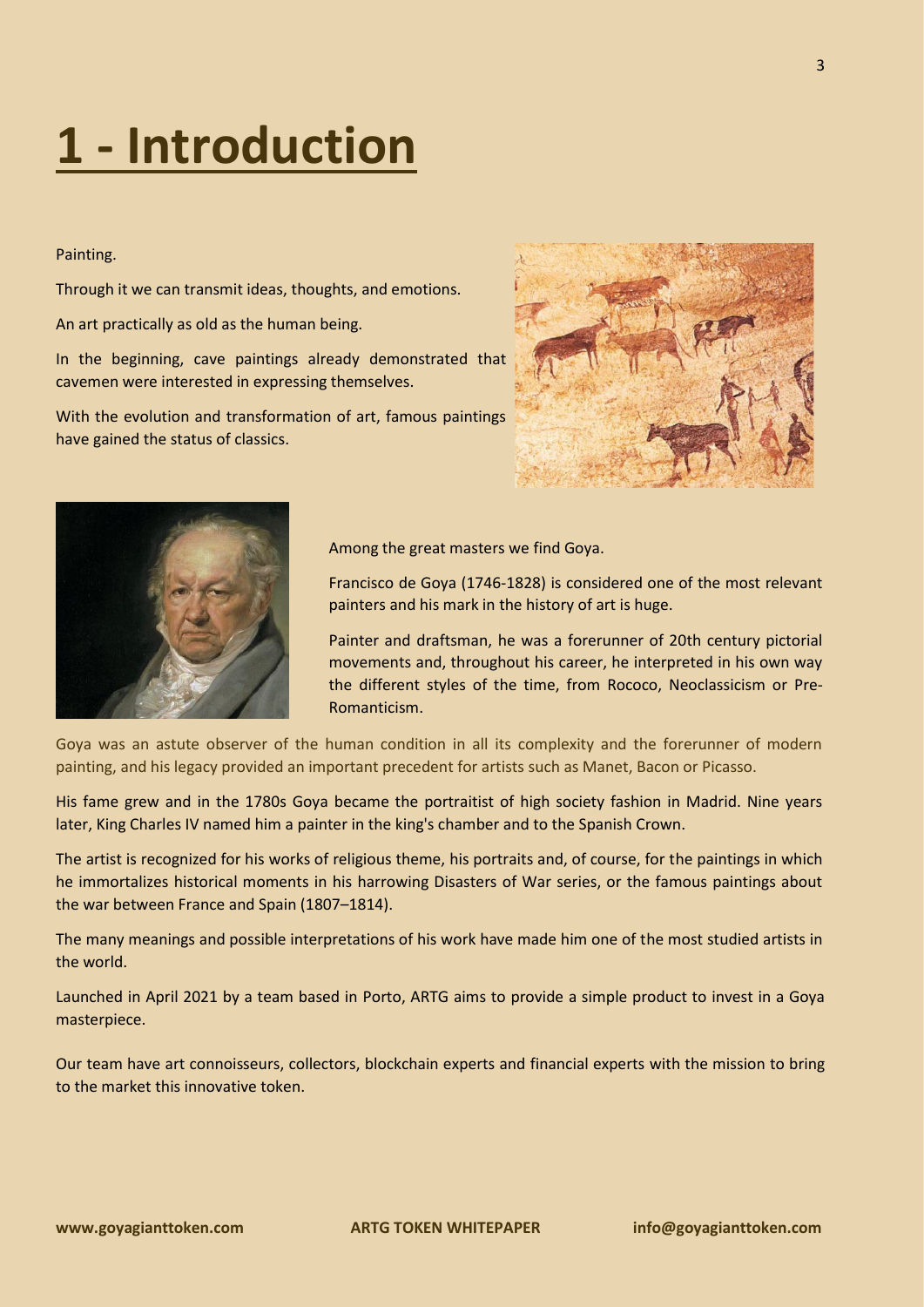# 1 - Introduction

Painting.

Through it we can transmit ideas, thoughts, and emotions.

An art practically as old as the human being.

In the beginning, cave paintings already demonstrated that cavemen were interested in expressing themselves.

With the evolution and transformation of art, famous paintings have gained the status of classics.

Among the great masters we find Goya.

Francisco de Goya (1746-1828) is considered one of the most relevant painters and his mark in the history of art is huge.

Painter and draftsman, he was a forerunner of 20th century pictorial movements and, throughout his career, he interpreted in his own way the different styles of the time, from Rococo, Neoclassicism or Pre-Romanticism.

Goya was an astute observer of the human condition in all its complexity and the forerunner of modern painting, and his legacy provided an important precedent for artists such as Manet, Bacon or Picasso.

His fame grew and in the 1780s Goya became the portraitist of high society fashion in Madrid. Nine years later, King Charles IV named him a painter in the king's chamber and to the Spanish Crown.

The artist is recognized for his works of religious theme, his portraits and, of course, for the paintings in which he immortalizes historical moments in his harrowing Disasters of War series, or the famous paintings about the war between France and Spain (1807–1814).

The many meanings and possible interpretations of his work have made him one of the most studied artists in the world.

Launched in April 2021 by a team based in Porto, ARTG aims to provide a simple product to invest in a Goya masterpiece.

Our team have art connoisseurs, collectors, blockchain experts and financial experts with the mission to bring to the market this innovative token.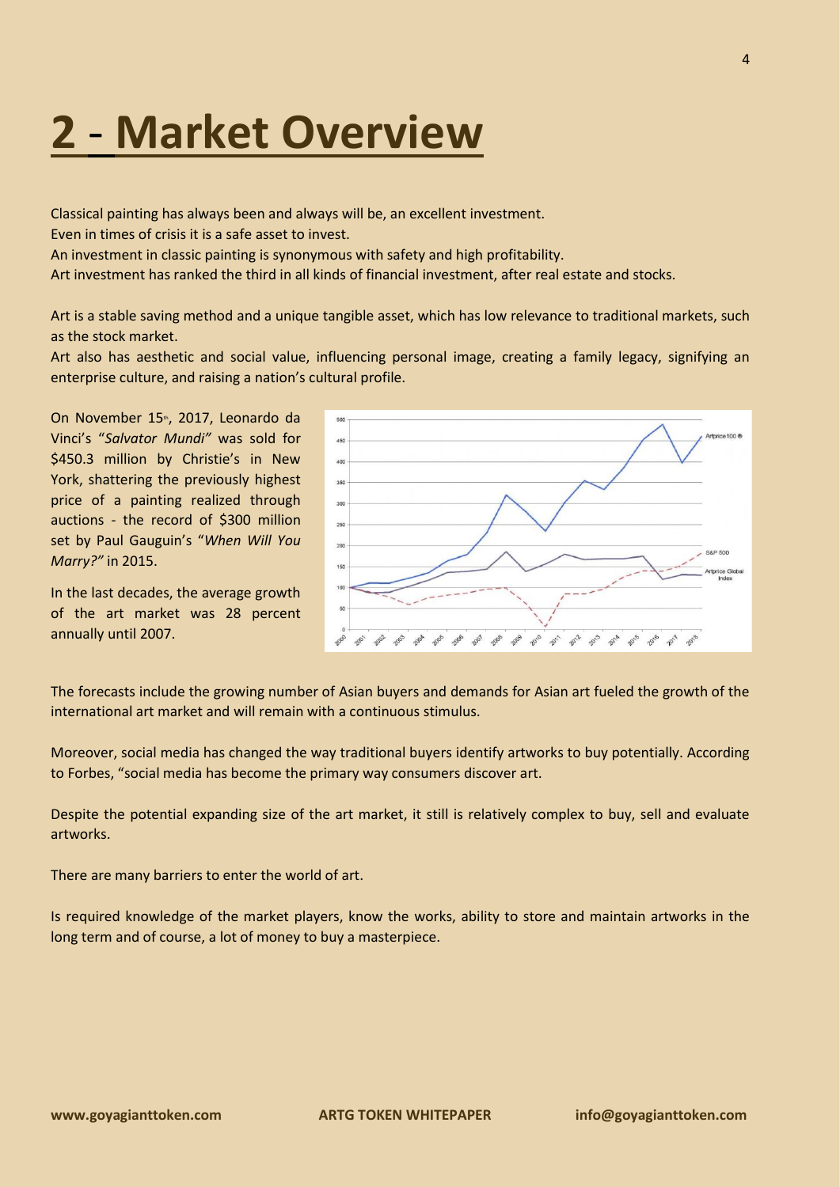# 2 - Market Overview

Classical painting has always been and always will be, an excellent investment.
Even in times of crisis it is a safe asset to invest.
An investment in classic painting is synonymous with safety and high profitability.
Art investment has ranked the third in all kinds of financial investment, after real estate and stocks.

Art is a stable saving method and a unique tangible asset, which has low relevance to traditional markets, such as the stock market.
Art also has aesthetic and social value, influencing personal image, creating a family legacy, signifying an enterprise culture, and raising a nation's cultural profile.

On November 15th, 2017, Leonardo da Vinci's "*Salvator Mundi"* was sold for \$450.3 million by Christie's in New York, shattering the previously highest price of a painting realized through auctions - the record of \$300 million set by Paul Gauguin's "*When Will You Marry?"* in 2015.

In the last decades, the average growth of the art market was 28 percent annually until 2007.

The forecasts include the growing number of Asian buyers and demands for Asian art fueled the growth of the international art market and will remain with a continuous stimulus.

Moreover, social media has changed the way traditional buyers identify artworks to buy potentially. According to Forbes, "social media has become the primary way consumers discover art.

Despite the potential expanding size of the art market, it still is relatively complex to buy, sell and evaluate artworks.

There are many barriers to enter the world of art.

Is required knowledge of the market players, know the works, ability to store and maintain artworks in the long term and of course, a lot of money to buy a masterpiece.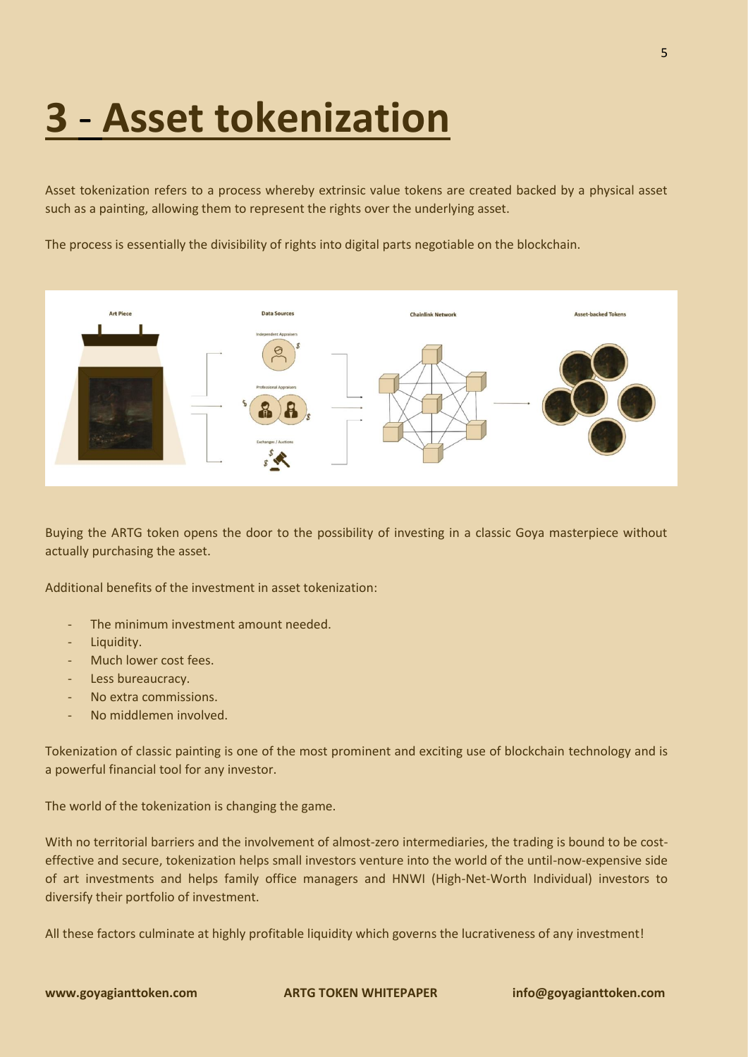# 3 - Asset tokenization

Asset tokenization refers to a process whereby extrinsic value tokens are created backed by a physical asset such as a painting, allowing them to represent the rights over the underlying asset.

The process is essentially the divisibility of rights into digital parts negotiable on the blockchain.

Buying the ARTG token opens the door to the possibility of investing in a classic Goya masterpiece without actually purchasing the asset.

Additional benefits of the investment in asset tokenization:

- The minimum investment amount needed.
- Liquidity.
- Much lower cost fees.
- Less bureaucracy.
- No extra commissions.
- No middlemen involved.

Tokenization of classic painting is one of the most prominent and exciting use of blockchain technology and is a powerful financial tool for any investor.

The world of the tokenization is changing the game.

With no territorial barriers and the involvement of almost-zero intermediaries, the trading is bound to be cost-effective and secure, tokenization helps small investors venture into the world of the until-now-expensive side of art investments and helps family office managers and HNWI (High-Net-Worth Individual) investors to diversify their portfolio of investment.

All these factors culminate at highly profitable liquidity which governs the lucrativeness of any investment!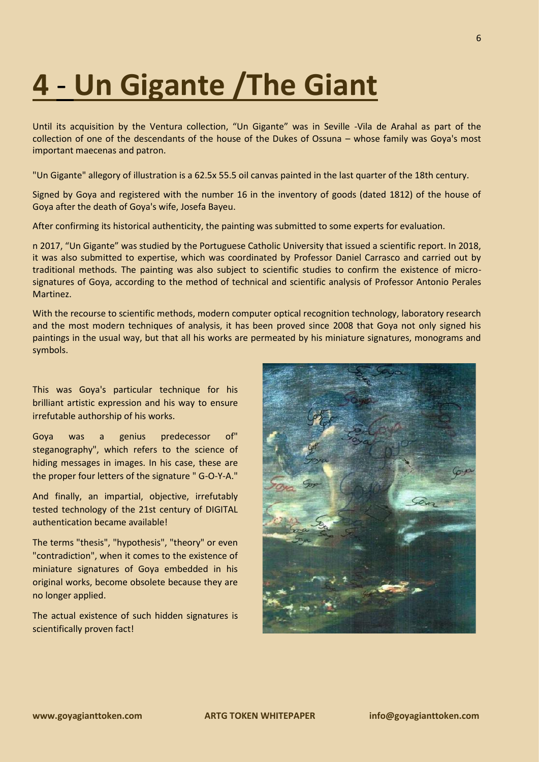# 4 - Un Gigante /The Giant

Until its acquisition by the Ventura collection, "Un Gigante" was in Seville -Vila de Arahal as part of the collection of one of the descendants of the house of the Dukes of Ossuna – whose family was Goya's most important maecenas and patron.

"Un Gigante" allegory of illustration is a 62.5x 55.5 oil canvas painted in the last quarter of the 18th century.

Signed by Goya and registered with the number 16 in the inventory of goods (dated 1812) of the house of Goya after the death of Goya's wife, Josefa Bayeu.

After confirming its historical authenticity, the painting was submitted to some experts for evaluation.

n 2017, "Un Gigante" was studied by the Portuguese Catholic University that issued a scientific report. In 2018, it was also submitted to expertise, which was coordinated by Professor Daniel Carrasco and carried out by traditional methods. The painting was also subject to scientific studies to confirm the existence of micro-signatures of Goya, according to the method of technical and scientific analysis of Professor Antonio Perales Martinez.

With the recourse to scientific methods, modern computer optical recognition technology, laboratory research and the most modern techniques of analysis, it has been proved since 2008 that Goya not only signed his paintings in the usual way, but that all his works are permeated by his miniature signatures, monograms and symbols.

This was Goya's particular technique for his brilliant artistic expression and his way to ensure irrefutable authorship of his works.

Goya was a genius predecessor of" steganography", which refers to the science of hiding messages in images. In his case, these are the proper four letters of the signature " G-O-Y-A."

And finally, an impartial, objective, irrefutably tested technology of the 21st century of DIGITAL authentication became available!

The terms "thesis", "hypothesis", "theory" or even "contradiction", when it comes to the existence of miniature signatures of Goya embedded in his original works, become obsolete because they are no longer applied.

The actual existence of such hidden signatures is scientifically proven fact!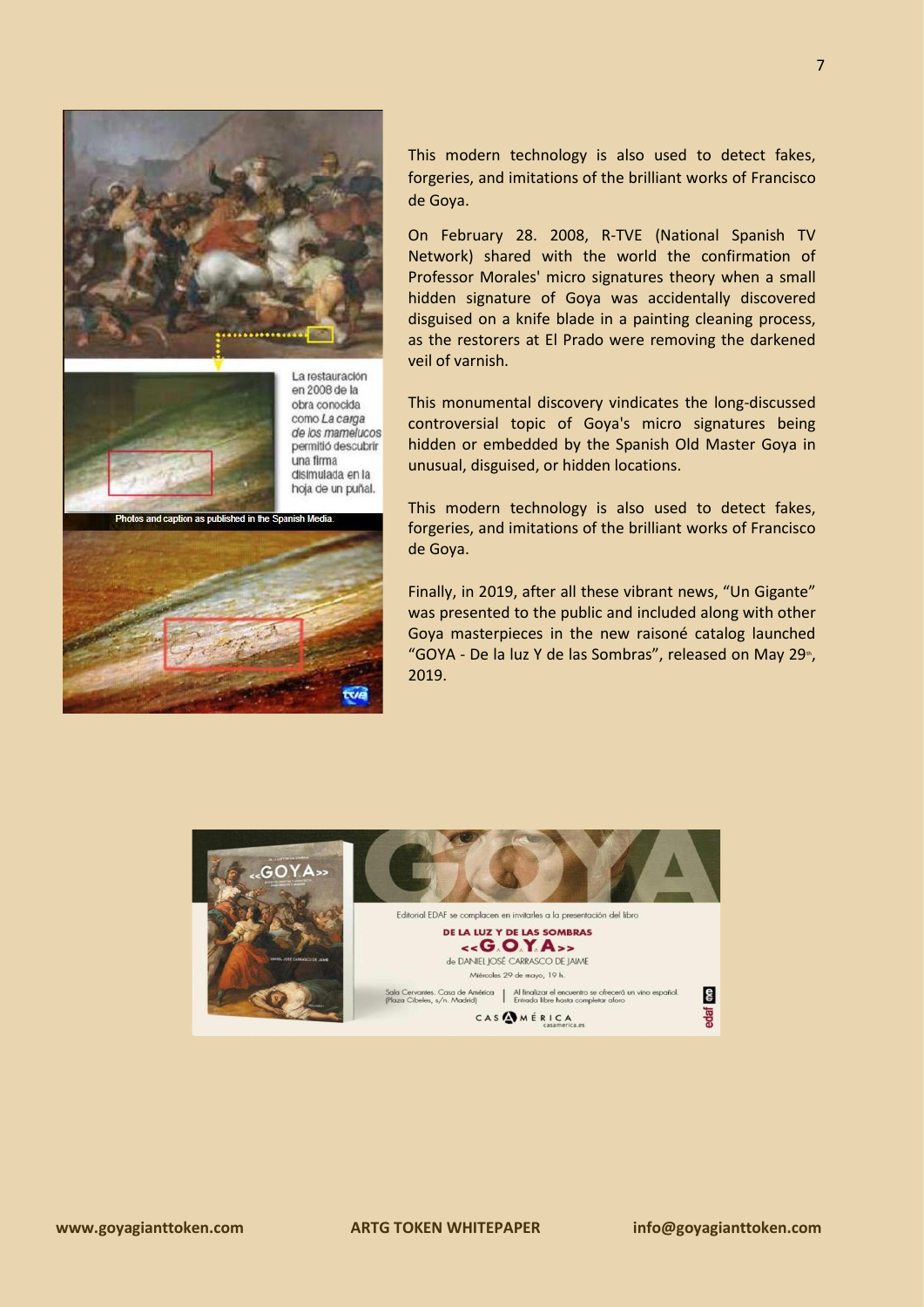This modern technology is also used to detect fakes, forgeries, and imitations of the brilliant works of Francisco de Goya.

On February 28. 2008, R-TVE (National Spanish TV Network) shared with the world the confirmation of Professor Morales' micro signatures theory when a small hidden signature of Goya was accidentally discovered disguised on a knife blade in a painting cleaning process, as the restorers at El Prado were removing the darkened veil of varnish.

This monumental discovery vindicates the long-discussed controversial topic of Goya's micro signatures being hidden or embedded by the Spanish Old Master Goya in unusual, disguised, or hidden locations.

This modern technology is also used to detect fakes, forgeries, and imitations of the brilliant works of Francisco de Goya.

Finally, in 2019, after all these vibrant news, "Un Gigante" was presented to the public and included along with other Goya masterpieces in the new raisoné catalog launched "GOYA - De la luz Y de las Sombras", released on May 29th, 2019.

La restauración en 2008 de la obra conocida como *La carga de los mamelucos* permitió descubrir una firma disimulada en la hoja de un puñal.

Photos and caption as published in the Spanish Media.

Editorial EDAF se complacen en invitarles a la presentación del libro

DE LA LUZ Y DE LAS SOMBRAS
<<G.O.Y.A>>
de DANIEL JOSÉ CARRASCO DE JAIME

Miércoles 29 de mayo, 19 h.

Sala Cervantes. Casa de América (Plaza Cibeles, s/n. Madrid) | Al finalizar el encuentro se ofrecerá un vino español. Entrada libre hasta completar aforo

CASA AMÉRICA casamerica.es

www.goyagianttoken.com ARTG TOKEN WHITEPAPER info@goyagianttoken.com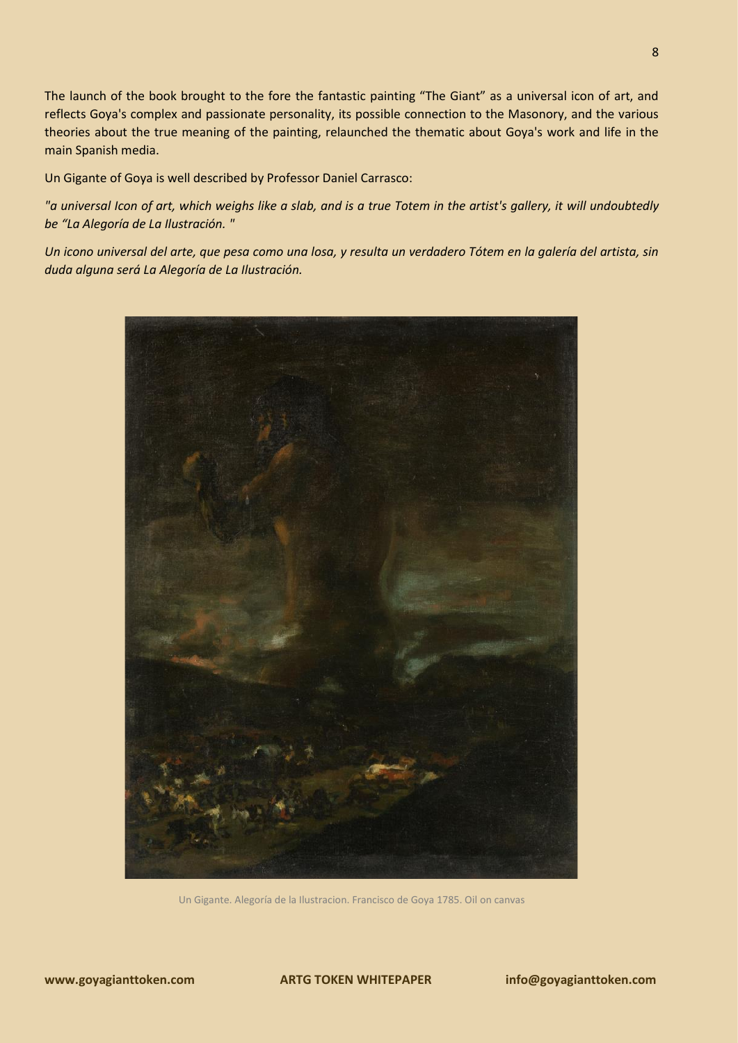The launch of the book brought to the fore the fantastic painting "The Giant" as a universal icon of art, and reflects Goya's complex and passionate personality, its possible connection to the Masonory, and the various theories about the true meaning of the painting, relaunched the thematic about Goya's work and life in the main Spanish media.

Un Gigante of Goya is well described by Professor Daniel Carrasco:

*"a universal Icon of art, which weighs like a slab, and is a true Totem in the artist's gallery, it will undoubtedly be "La Alegoría de La Ilustración. "*

*Un icono universal del arte, que pesa como una losa, y resulta un verdadero Tótem en la galería del artista, sin duda alguna será La Alegoría de La Ilustración.*

Un Gigante. Alegoría de la Ilustracion. Francisco de Goya 1785. Oil on canvas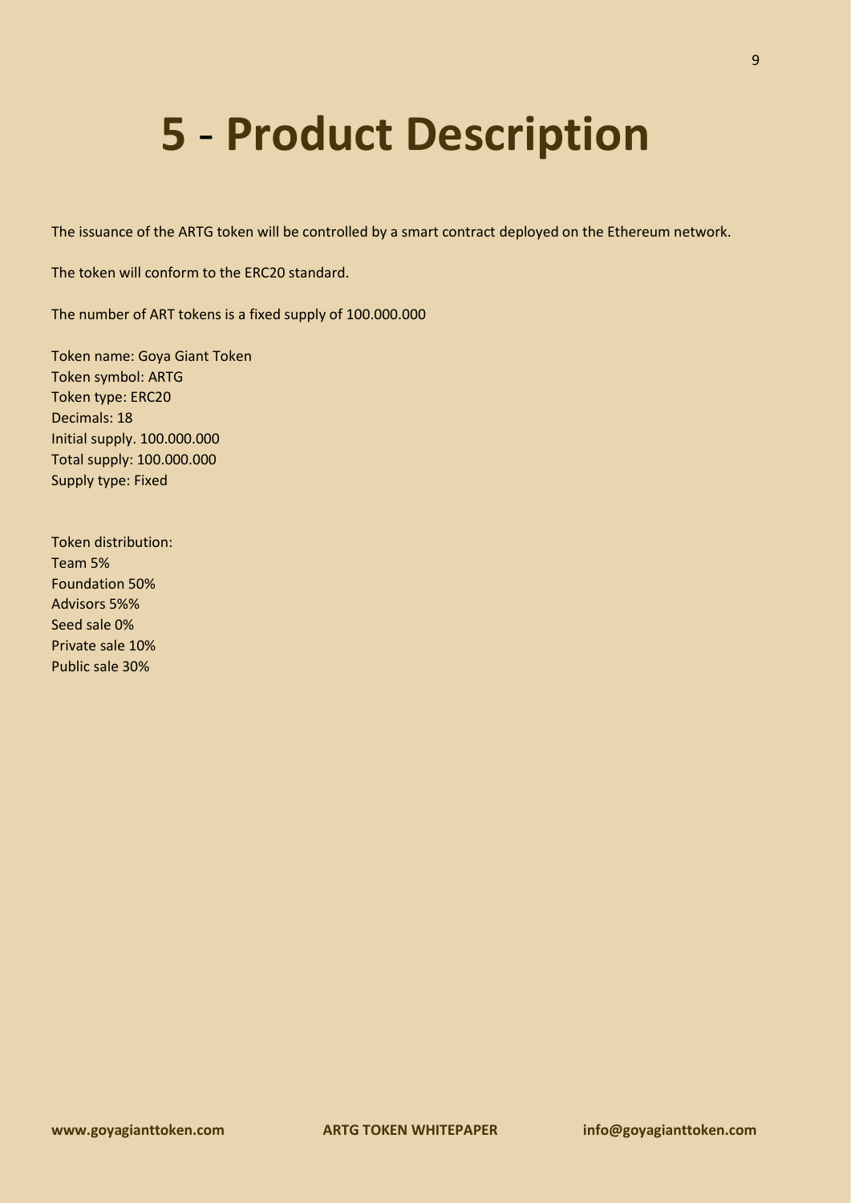# 5 - Product Description

The issuance of the ARTG token will be controlled by a smart contract deployed on the Ethereum network.

The token will conform to the ERC20 standard.

The number of ART tokens is a fixed supply of 100.000.000

Token name: Goya Giant Token
Token symbol: ARTG
Token type: ERC20
Decimals: 18
Initial supply. 100.000.000
Total supply: 100.000.000
Supply type: Fixed

Token distribution:
Team 5%
Foundation 50%
Advisors 5%%
Seed sale 0%
Private sale 10%
Public sale 30%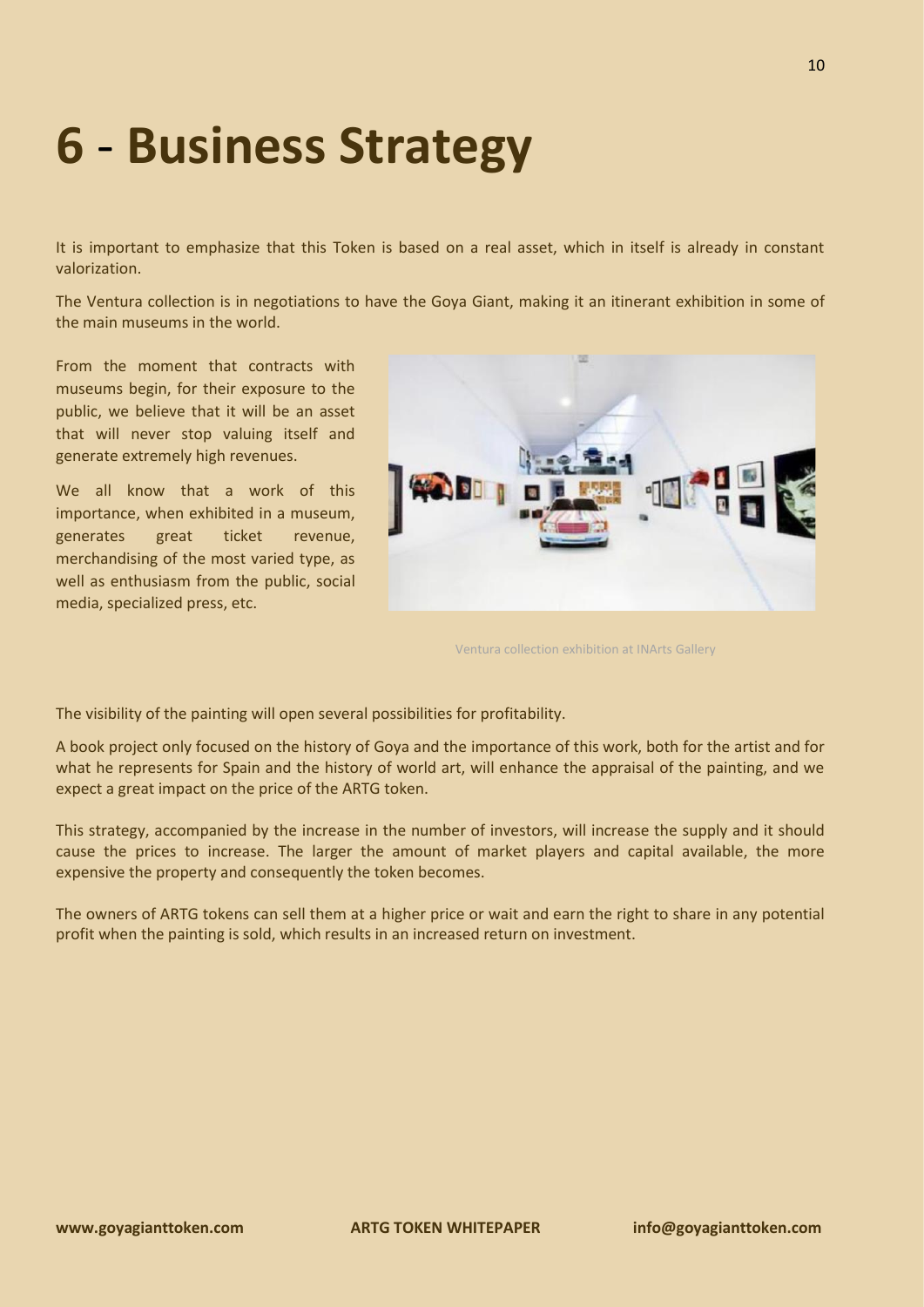# 6 - Business Strategy

It is important to emphasize that this Token is based on a real asset, which in itself is already in constant valorization.

The Ventura collection is in negotiations to have the Goya Giant, making it an itinerant exhibition in some of the main museums in the world.

From the moment that contracts with museums begin, for their exposure to the public, we believe that it will be an asset that will never stop valuing itself and generate extremely high revenues.

We all know that a work of this importance, when exhibited in a museum, generates great ticket revenue, merchandising of the most varied type, as well as enthusiasm from the public, social media, specialized press, etc.

Ventura collection exhibition at INArts Gallery

The visibility of the painting will open several possibilities for profitability.

A book project only focused on the history of Goya and the importance of this work, both for the artist and for what he represents for Spain and the history of world art, will enhance the appraisal of the painting, and we expect a great impact on the price of the ARTG token.

This strategy, accompanied by the increase in the number of investors, will increase the supply and it should cause the prices to increase. The larger the amount of market players and capital available, the more expensive the property and consequently the token becomes.

The owners of ARTG tokens can sell them at a higher price or wait and earn the right to share in any potential profit when the painting is sold, which results in an increased return on investment.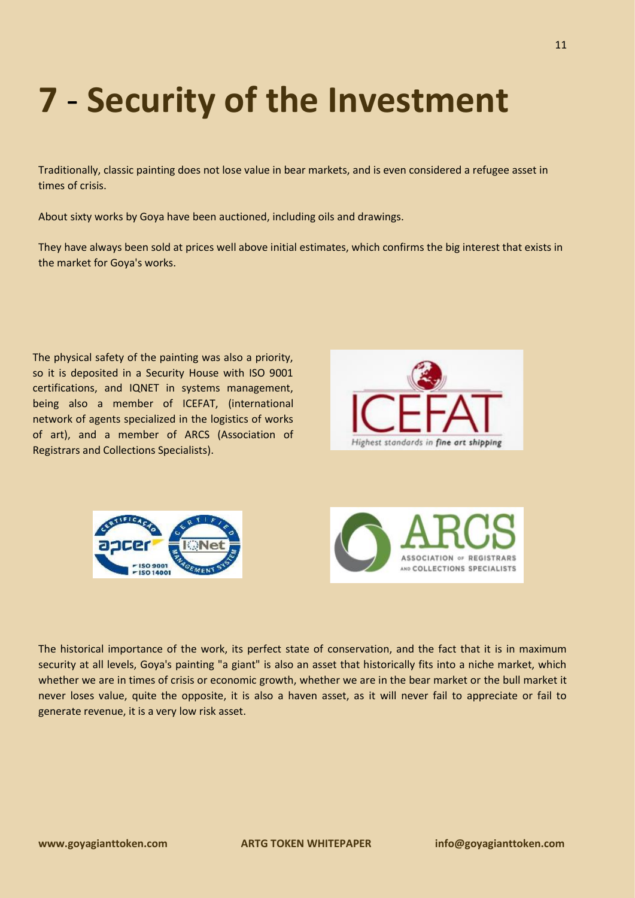# 7 - Security of the Investment

Traditionally, classic painting does not lose value in bear markets, and is even considered a refugee asset in times of crisis.

About sixty works by Goya have been auctioned, including oils and drawings.

They have always been sold at prices well above initial estimates, which confirms the big interest that exists in the market for Goya's works.

The physical safety of the painting was also a priority, so it is deposited in a Security House with ISO 9001 certifications, and IQNET in systems management, being also a member of ICEFAT, (international network of agents specialized in the logistics of works of art), and a member of ARCS (Association of Registrars and Collections Specialists).

The historical importance of the work, its perfect state of conservation, and the fact that it is in maximum security at all levels, Goya's painting "a giant" is also an asset that historically fits into a niche market, which whether we are in times of crisis or economic growth, whether we are in the bear market or the bull market it never loses value, quite the opposite, it is also a haven asset, as it will never fail to appreciate or fail to generate revenue, it is a very low risk asset.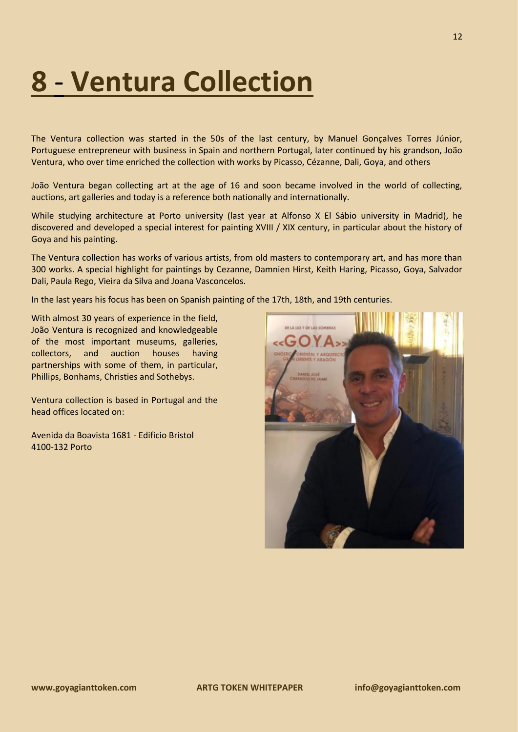# 8 - Ventura Collection

The Ventura collection was started in the 50s of the last century, by Manuel Gonçalves Torres Júnior, Portuguese entrepreneur with business in Spain and northern Portugal, later continued by his grandson, João Ventura, who over time enriched the collection with works by Picasso, Cézanne, Dali, Goya, and others

João Ventura began collecting art at the age of 16 and soon became involved in the world of collecting, auctions, art galleries and today is a reference both nationally and internationally.

While studying architecture at Porto university (last year at Alfonso X El Sábio university in Madrid), he discovered and developed a special interest for painting XVIII / XIX century, in particular about the history of Goya and his painting.

The Ventura collection has works of various artists, from old masters to contemporary art, and has more than 300 works. A special highlight for paintings by Cezanne, Damnien Hirst, Keith Haring, Picasso, Goya, Salvador Dali, Paula Rego, Vieira da Silva and Joana Vasconcelos.

In the last years his focus has been on Spanish painting of the 17th, 18th, and 19th centuries.

With almost 30 years of experience in the field, João Ventura is recognized and knowledgeable of the most important museums, galleries, collectors, and auction houses having partnerships with some of them, in particular, Phillips, Bonhams, Christies and Sothebys.

Ventura collection is based in Portugal and the head offices located on:

Avenida da Boavista 1681 - Edificio Bristol
4100-132 Porto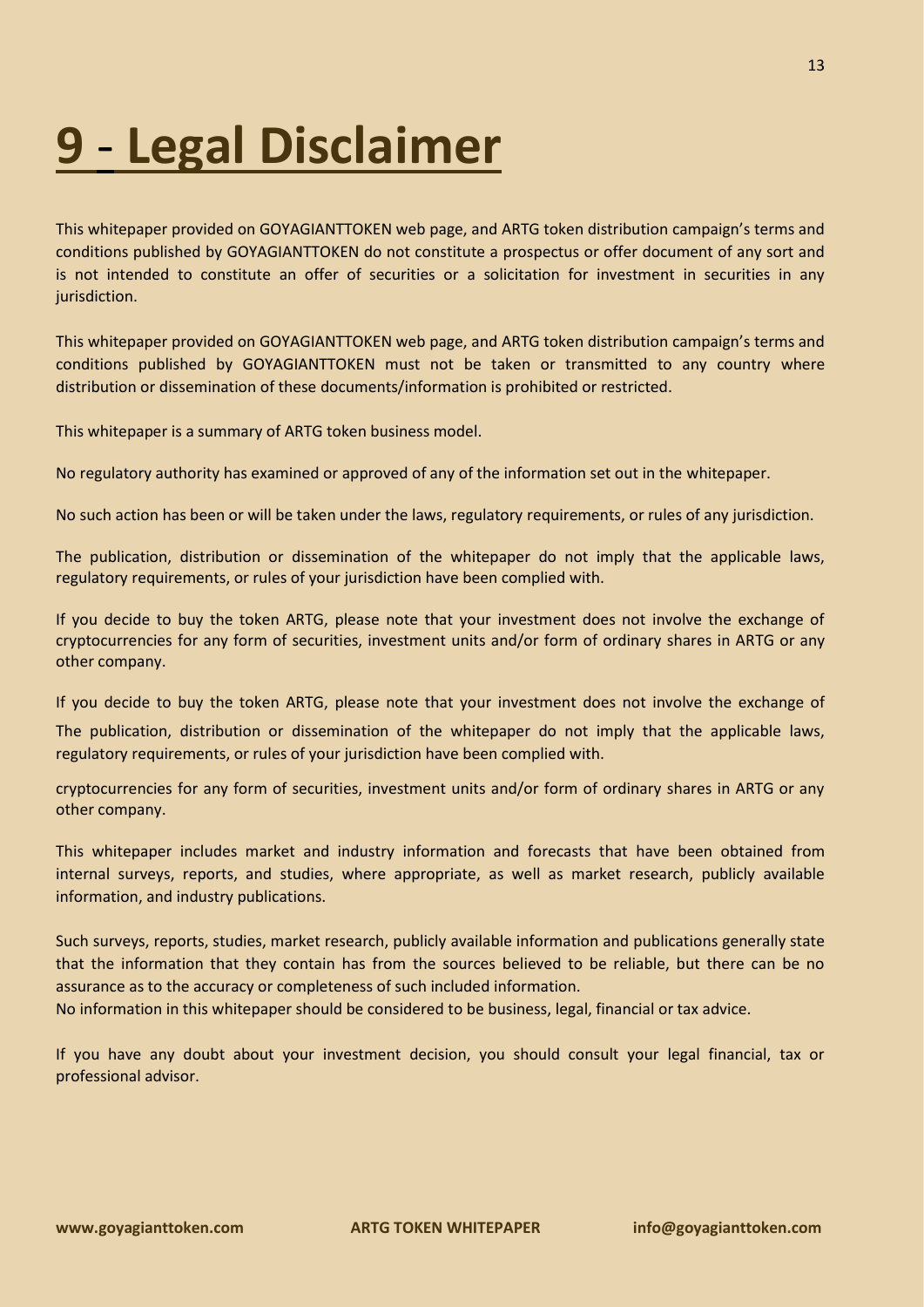# 9 - Legal Disclaimer

This whitepaper provided on GOYAGIANTTOKEN web page, and ARTG token distribution campaign's terms and conditions published by GOYAGIANTTOKEN do not constitute a prospectus or offer document of any sort and is not intended to constitute an offer of securities or a solicitation for investment in securities in any jurisdiction.

This whitepaper provided on GOYAGIANTTOKEN web page, and ARTG token distribution campaign's terms and conditions published by GOYAGIANTTOKEN must not be taken or transmitted to any country where distribution or dissemination of these documents/information is prohibited or restricted.

This whitepaper is a summary of ARTG token business model.

No regulatory authority has examined or approved of any of the information set out in the whitepaper.

No such action has been or will be taken under the laws, regulatory requirements, or rules of any jurisdiction.

The publication, distribution or dissemination of the whitepaper do not imply that the applicable laws, regulatory requirements, or rules of your jurisdiction have been complied with.

If you decide to buy the token ARTG, please note that your investment does not involve the exchange of cryptocurrencies for any form of securities, investment units and/or form of ordinary shares in ARTG or any other company.

If you decide to buy the token ARTG, please note that your investment does not involve the exchange of

The publication, distribution or dissemination of the whitepaper do not imply that the applicable laws, regulatory requirements, or rules of your jurisdiction have been complied with.

cryptocurrencies for any form of securities, investment units and/or form of ordinary shares in ARTG or any other company.

This whitepaper includes market and industry information and forecasts that have been obtained from internal surveys, reports, and studies, where appropriate, as well as market research, publicly available information, and industry publications.

Such surveys, reports, studies, market research, publicly available information and publications generally state that the information that they contain has from the sources believed to be reliable, but there can be no assurance as to the accuracy or completeness of such included information.
No information in this whitepaper should be considered to be business, legal, financial or tax advice.

If you have any doubt about your investment decision, you should consult your legal financial, tax or professional advisor.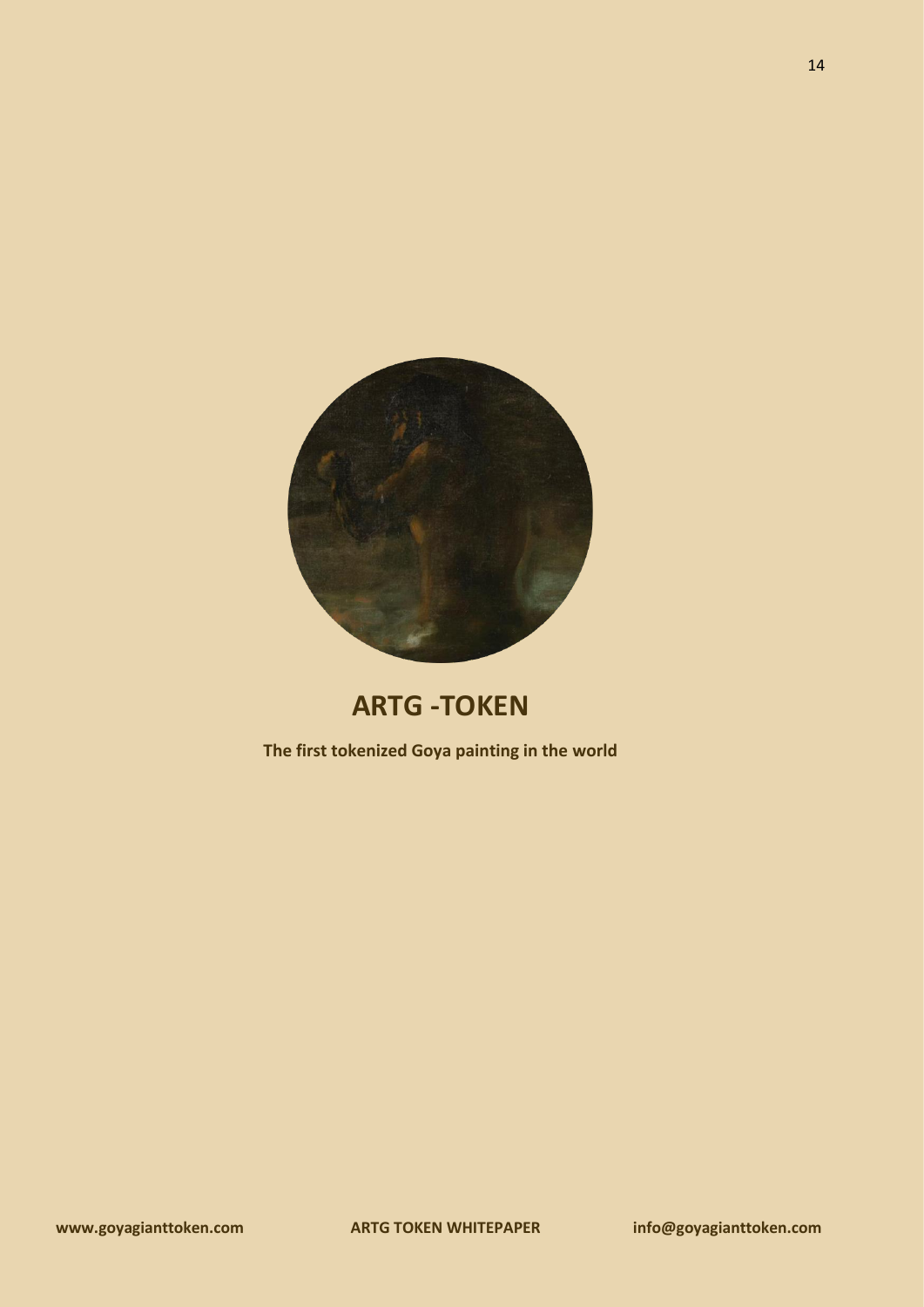## ARTG -TOKEN

**The first tokenized Goya painting in the world**